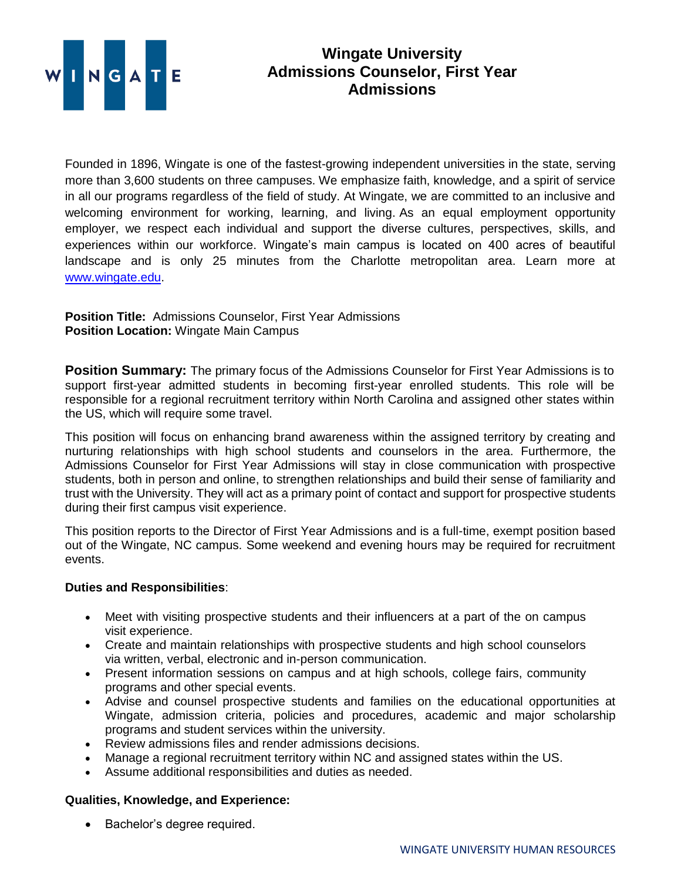# Wingate University
## Admissions Counselor, First Year Admissions

Founded in 1896, Wingate is one of the fastest-growing independent universities in the state, serving more than 3,600 students on three campuses. We emphasize faith, knowledge, and a spirit of service in all our programs regardless of the field of study. At Wingate, we are committed to an inclusive and welcoming environment for working, learning, and living. As an equal employment opportunity employer, we respect each individual and support the diverse cultures, perspectives, skills, and experiences within our workforce. Wingate's main campus is located on 400 acres of beautiful landscape and is only 25 minutes from the Charlotte metropolitan area. Learn more at [www.wingate.edu](http://www.wingate.edu).

**Position Title:** Admissions Counselor, First Year Admissions
**Position Location:** Wingate Main Campus

**Position Summary:** The primary focus of the Admissions Counselor for First Year Admissions is to support first-year admitted students in becoming first-year enrolled students. This role will be responsible for a regional recruitment territory within North Carolina and assigned other states within the US, which will require some travel.

This position will focus on enhancing brand awareness within the assigned territory by creating and nurturing relationships with high school students and counselors in the area. Furthermore, the Admissions Counselor for First Year Admissions will stay in close communication with prospective students, both in person and online, to strengthen relationships and build their sense of familiarity and trust with the University. They will act as a primary point of contact and support for prospective students during their first campus visit experience.

This position reports to the Director of First Year Admissions and is a full-time, exempt position based out of the Wingate, NC campus. Some weekend and evening hours may be required for recruitment events.

**Duties and Responsibilities**:

- Meet with visiting prospective students and their influencers at a part of the on campus visit experience.
- Create and maintain relationships with prospective students and high school counselors via written, verbal, electronic and in-person communication.
- Present information sessions on campus and at high schools, college fairs, community programs and other special events.
- Advise and counsel prospective students and families on the educational opportunities at Wingate, admission criteria, policies and procedures, academic and major scholarship programs and student services within the university.
- Review admissions files and render admissions decisions.
- Manage a regional recruitment territory within NC and assigned states within the US.
- Assume additional responsibilities and duties as needed.

**Qualities, Knowledge, and Experience:**

- Bachelor's degree required.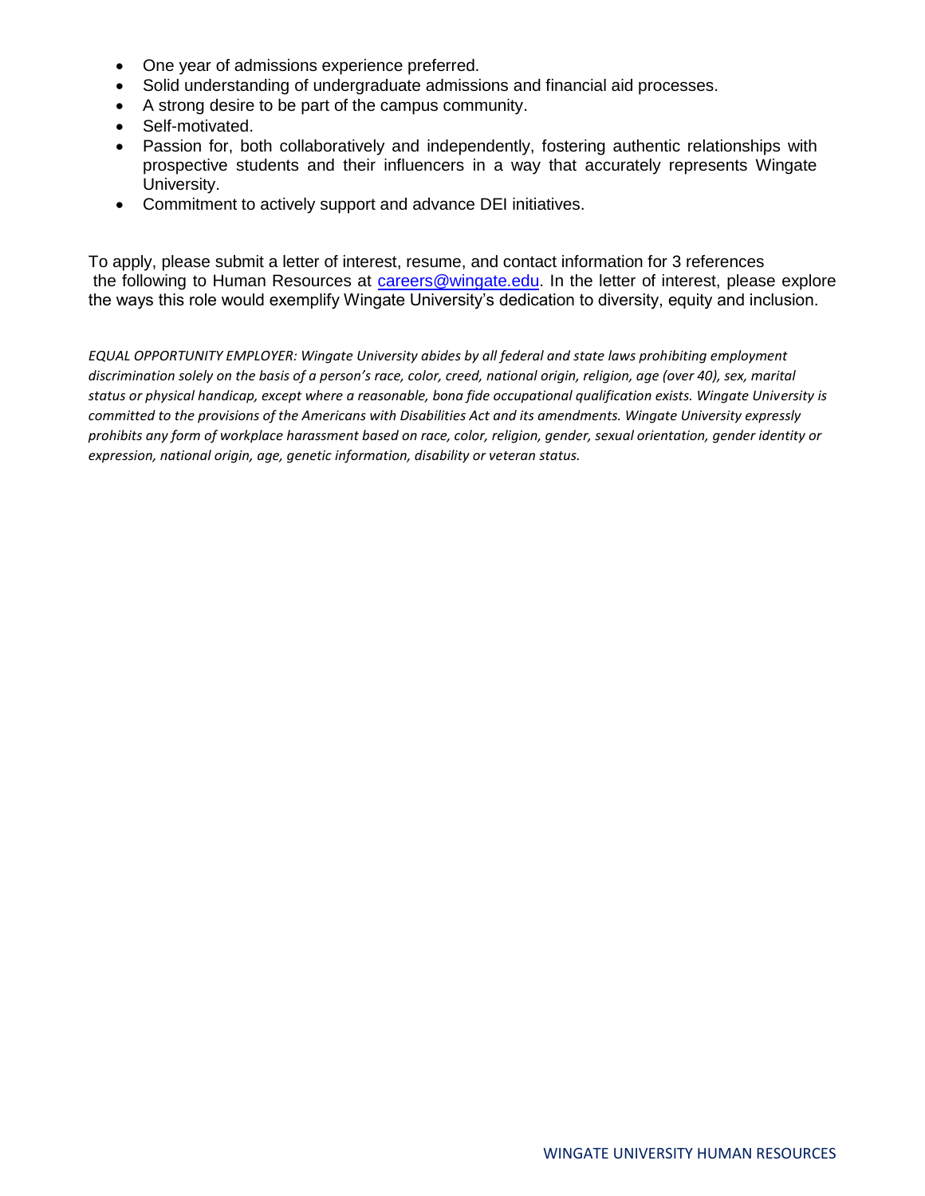- One year of admissions experience preferred.
- Solid understanding of undergraduate admissions and financial aid processes.
- A strong desire to be part of the campus community.
- Self-motivated.
- Passion for, both collaboratively and independently, fostering authentic relationships with prospective students and their influencers in a way that accurately represents Wingate University.
- Commitment to actively support and advance DEI initiatives.

To apply, please submit a letter of interest, resume, and contact information for 3 references the following to Human Resources at careers@wingate.edu. In the letter of interest, please explore the ways this role would exemplify Wingate University's dedication to diversity, equity and inclusion.

*EQUAL OPPORTUNITY EMPLOYER: Wingate University abides by all federal and state laws prohibiting employment discrimination solely on the basis of a person's race, color, creed, national origin, religion, age (over 40), sex, marital status or physical handicap, except where a reasonable, bona fide occupational qualification exists. Wingate University is committed to the provisions of the Americans with Disabilities Act and its amendments. Wingate University expressly prohibits any form of workplace harassment based on race, color, religion, gender, sexual orientation, gender identity or expression, national origin, age, genetic information, disability or veteran status.*